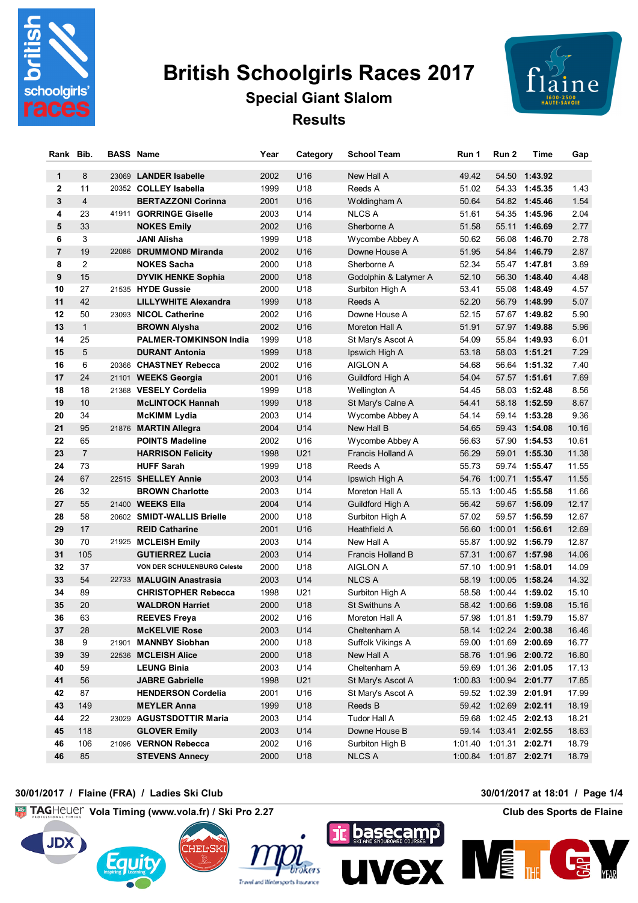# British Schoolgirls Races 2017

## Special Giant Slalom

## Results

| Rank | Bib. | BASS | Name | Year | Category | School Team | Run 1 | Run 2 | Time | Gap |
|---|---|---|---|---|---|---|---|---|---|---|
| 1 | 8 | 23069 | **LANDER Isabelle** | 2002 | U16 | New Hall A | 49.42 | 54.50 | **1:43.92** | |
| 2 | 11 | 20352 | **COLLEY Isabella** | 1999 | U18 | Reeds A | 51.02 | 54.33 | **1:45.35** | 1.43 |
| 3 | 4 | | **BERTAZZONI Corinna** | 2001 | U16 | Woldingham A | 50.64 | 54.82 | **1:45.46** | 1.54 |
| 4 | 23 | 41911 | **GORRINGE Giselle** | 2003 | U14 | NLCS A | 51.61 | 54.35 | **1:45.96** | 2.04 |
| 5 | 33 | | **NOKES Emily** | 2002 | U16 | Sherborne A | 51.58 | 55.11 | **1:46.69** | 2.77 |
| 6 | 3 | | **JANI Alisha** | 1999 | U18 | Wycombe Abbey A | 50.62 | 56.08 | **1:46.70** | 2.78 |
| 7 | 19 | 22086 | **DRUMMOND Miranda** | 2002 | U16 | Downe House A | 51.95 | 54.84 | **1:46.79** | 2.87 |
| 8 | 2 | | **NOKES Sacha** | 2000 | U18 | Sherborne A | 52.34 | 55.47 | **1:47.81** | 3.89 |
| 9 | 15 | | **DYVIK HENKE Sophia** | 2000 | U18 | Godolphin & Latymer A | 52.10 | 56.30 | **1:48.40** | 4.48 |
| 10 | 27 | 21535 | **HYDE Gussie** | 2000 | U18 | Surbiton High A | 53.41 | 55.08 | **1:48.49** | 4.57 |
| 11 | 42 | | **LILLYWHITE Alexandra** | 1999 | U18 | Reeds A | 52.20 | 56.79 | **1:48.99** | 5.07 |
| 12 | 50 | 23093 | **NICOL Catherine** | 2002 | U16 | Downe House A | 52.15 | 57.67 | **1:49.82** | 5.90 |
| 13 | 1 | | **BROWN Alysha** | 2002 | U16 | Moreton Hall A | 51.91 | 57.97 | **1:49.88** | 5.96 |
| 14 | 25 | | **PALMER-TOMKINSON India** | 1999 | U18 | St Mary's Ascot A | 54.09 | 55.84 | **1:49.93** | 6.01 |
| 15 | 5 | | **DURANT Antonia** | 1999 | U18 | Ipswich High A | 53.18 | 58.03 | **1:51.21** | 7.29 |
| 16 | 6 | 20366 | **CHASTNEY Rebecca** | 2002 | U16 | AIGLON A | 54.68 | 56.64 | **1:51.32** | 7.40 |
| 17 | 24 | 21101 | **WEEKS Georgia** | 2001 | U16 | Guildford High A | 54.04 | 57.57 | **1:51.61** | 7.69 |
| 18 | 18 | 21368 | **VESELY Cordelia** | 1999 | U18 | Wellington A | 54.45 | 58.03 | **1:52.48** | 8.56 |
| 19 | 10 | | **McLINTOCK Hannah** | 1999 | U18 | St Mary's Calne A | 54.41 | 58.18 | **1:52.59** | 8.67 |
| 20 | 34 | | **McKIMM Lydia** | 2003 | U14 | Wycombe Abbey A | 54.14 | 59.14 | **1:53.28** | 9.36 |
| 21 | 95 | 21876 | **MARTIN Allegra** | 2004 | U14 | New Hall B | 54.65 | 59.43 | **1:54.08** | 10.16 |
| 22 | 65 | | **POINTS Madeline** | 2002 | U16 | Wycombe Abbey A | 56.63 | 57.90 | **1:54.53** | 10.61 |
| 23 | 7 | | **HARRISON Felicity** | 1998 | U21 | Francis Holland A | 56.29 | 59.01 | **1:55.30** | 11.38 |
| 24 | 73 | | **HUFF Sarah** | 1999 | U18 | Reeds A | 55.73 | 59.74 | **1:55.47** | 11.55 |
| 24 | 67 | 22515 | **SHELLEY Annie** | 2003 | U14 | Ipswich High A | 54.76 | 1:00.71 | **1:55.47** | 11.55 |
| 26 | 32 | | **BROWN Charlotte** | 2003 | U14 | Moreton Hall A | 55.13 | 1:00.45 | **1:55.58** | 11.66 |
| 27 | 55 | 21400 | **WEEKS Ella** | 2004 | U14 | Guildford High A | 56.42 | 59.67 | **1:56.09** | 12.17 |
| 28 | 58 | 20602 | **SMIDT-WALLIS Brielle** | 2000 | U18 | Surbiton High A | 57.02 | 59.57 | **1:56.59** | 12.67 |
| 29 | 17 | | **REID Catharine** | 2001 | U16 | Heathfield A | 56.60 | 1:00.01 | **1:56.61** | 12.69 |
| 30 | 70 | 21925 | **MCLEISH Emily** | 2003 | U14 | New Hall A | 55.87 | 1:00.92 | **1:56.79** | 12.87 |
| 31 | 105 | | **GUTIERREZ Lucia** | 2003 | U14 | Francis Holland B | 57.31 | 1:00.67 | **1:57.98** | 14.06 |
| 32 | 37 | | **VON DER SCHULENBURG Celeste** | 2000 | U18 | AIGLON A | 57.10 | 1:00.91 | **1:58.01** | 14.09 |
| 33 | 54 | 22733 | **MALUGIN Anastrasia** | 2003 | U14 | NLCS A | 58.19 | 1:00.05 | **1:58.24** | 14.32 |
| 34 | 89 | | **CHRISTOPHER Rebecca** | 1998 | U21 | Surbiton High A | 58.58 | 1:00.44 | **1:59.02** | 15.10 |
| 35 | 20 | | **WALDRON Harriet** | 2000 | U18 | St Swithuns A | 58.42 | 1:00.66 | **1:59.08** | 15.16 |
| 36 | 63 | | **REEVES Freya** | 2002 | U16 | Moreton Hall A | 57.98 | 1:01.81 | **1:59.79** | 15.87 |
| 37 | 28 | | **McKELVIE Rose** | 2003 | U14 | Cheltenham A | 58.14 | 1:02.24 | **2:00.38** | 16.46 |
| 38 | 9 | 21901 | **MANNBY Siobhan** | 2000 | U18 | Suffolk Vikings A | 59.00 | 1:01.69 | **2:00.69** | 16.77 |
| 39 | 39 | 22536 | **MCLEISH Alice** | 2000 | U18 | New Hall A | 58.76 | 1:01.96 | **2:00.72** | 16.80 |
| 40 | 59 | | **LEUNG Binia** | 2003 | U14 | Cheltenham A | 59.69 | 1:01.36 | **2:01.05** | 17.13 |
| 41 | 56 | | **JABRE Gabrielle** | 1998 | U21 | St Mary's Ascot A | 1:00.83 | 1:00.94 | **2:01.77** | 17.85 |
| 42 | 87 | | **HENDERSON Cordelia** | 2001 | U16 | St Mary's Ascot A | 59.52 | 1:02.39 | **2:01.91** | 17.99 |
| 43 | 149 | | **MEYLER Anna** | 1999 | U18 | Reeds B | 59.42 | 1:02.69 | **2:02.11** | 18.19 |
| 44 | 22 | 23029 | **AGUSTSDOTTIR Maria** | 2003 | U14 | Tudor Hall A | 59.68 | 1:02.45 | **2:02.13** | 18.21 |
| 45 | 118 | | **GLOVER Emily** | 2003 | U14 | Downe House B | 59.14 | 1:03.41 | **2:02.55** | 18.63 |
| 46 | 106 | 21096 | **VERNON Rebecca** | 2002 | U16 | Surbiton High B | 1:01.40 | 1:01.31 | **2:02.71** | 18.79 |
| 46 | 85 | | **STEVENS Annecy** | 2000 | U18 | NLCS A | 1:00.84 | 1:01.87 | **2:02.71** | 18.79 |

**30/01/2017 / Flaine (FRA) / Ladies Ski Club** **30/01/2017 at 18:01**

**Vola Timing (www.vola.fr) / Ski Pro 2.27** **Club des Sports de Flaine**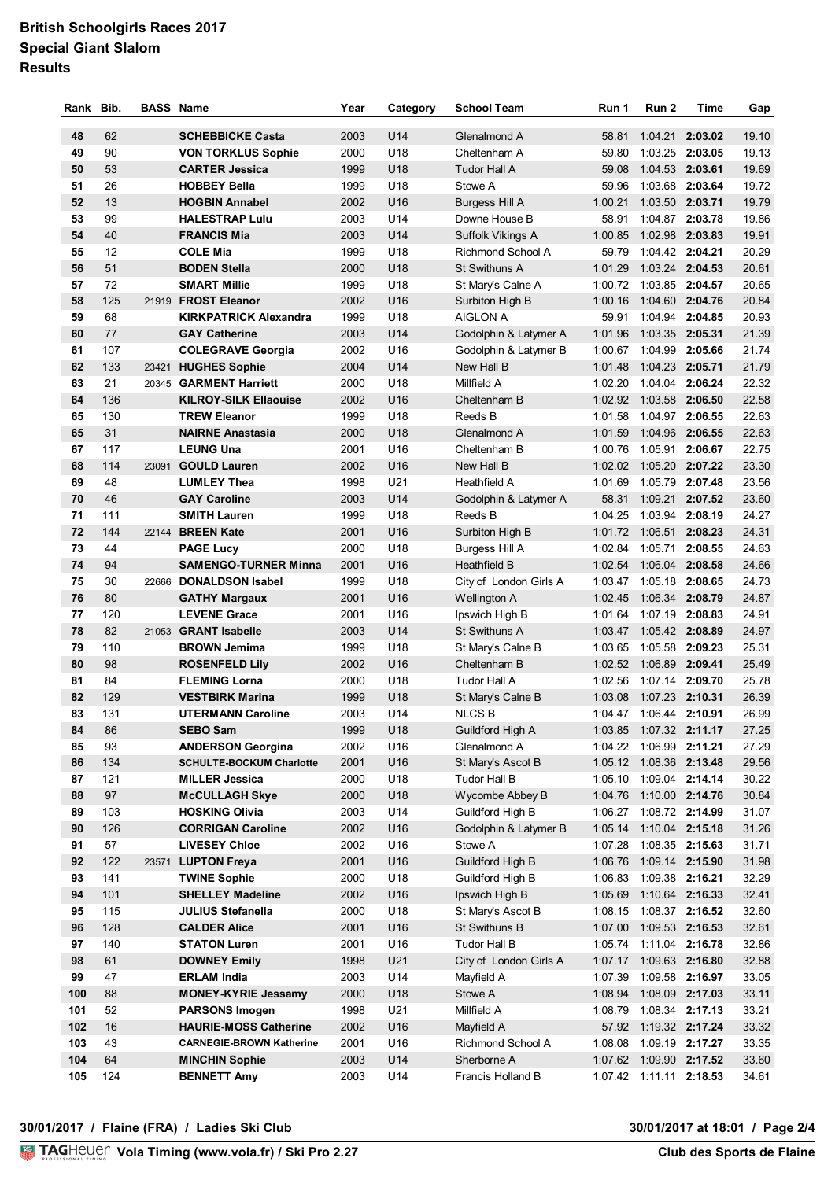# British Schoolgirls Races 2017
## Special Giant Slalom
### Results

| Rank | Bib. | BASS | Name | Year | Category | School Team | Run 1 | Run 2 | Time | Gap |
|---|---|---|---|---|---|---|---|---|---|---|
| 48 | 62 | | **SCHEBBICKE Casta** | 2003 | U14 | Glenalmond A | 58.81 | 1:04.21 | **2:03.02** | 19.10 |
| 49 | 90 | | **VON TORKLUS Sophie** | 2000 | U18 | Cheltenham A | 59.80 | 1:03.25 | **2:03.05** | 19.13 |
| 50 | 53 | | **CARTER Jessica** | 1999 | U18 | Tudor Hall A | 59.08 | 1:04.53 | **2:03.61** | 19.69 |
| 51 | 26 | | **HOBBEY Bella** | 1999 | U18 | Stowe A | 59.96 | 1:03.68 | **2:03.64** | 19.72 |
| 52 | 13 | | **HOGBIN Annabel** | 2002 | U16 | Burgess Hill A | 1:00.21 | 1:03.50 | **2:03.71** | 19.79 |
| 53 | 99 | | **HALESTRAP Lulu** | 2003 | U14 | Downe House B | 58.91 | 1:04.87 | **2:03.78** | 19.86 |
| 54 | 40 | | **FRANCIS Mia** | 2003 | U14 | Suffolk Vikings A | 1:00.85 | 1:02.98 | **2:03.83** | 19.91 |
| 55 | 12 | | **COLE Mia** | 1999 | U18 | Richmond School A | 59.79 | 1:04.42 | **2:04.21** | 20.29 |
| 56 | 51 | | **BODEN Stella** | 2000 | U18 | St Swithuns A | 1:01.29 | 1:03.24 | **2:04.53** | 20.61 |
| 57 | 72 | | **SMART Millie** | 1999 | U18 | St Mary's Calne A | 1:00.72 | 1:03.85 | **2:04.57** | 20.65 |
| 58 | 125 | 21919 | **FROST Eleanor** | 2002 | U16 | Surbiton High B | 1:00.16 | 1:04.60 | **2:04.76** | 20.84 |
| 59 | 68 | | **KIRKPATRICK Alexandra** | 1999 | U18 | AIGLON A | 59.91 | 1:04.94 | **2:04.85** | 20.93 |
| 60 | 77 | | **GAY Catherine** | 2003 | U14 | Godolphin & Latymer A | 1:01.96 | 1:03.35 | **2:05.31** | 21.39 |
| 61 | 107 | | **COLEGRAVE Georgia** | 2002 | U16 | Godolphin & Latymer B | 1:00.67 | 1:04.99 | **2:05.66** | 21.74 |
| 62 | 133 | 23421 | **HUGHES Sophie** | 2004 | U14 | New Hall B | 1:01.48 | 1:04.23 | **2:05.71** | 21.79 |
| 63 | 21 | 20345 | **GARMENT Harriett** | 2000 | U18 | Millfield A | 1:02.20 | 1:04.04 | **2:06.24** | 22.32 |
| 64 | 136 | | **KILROY-SILK Ellaouise** | 2002 | U16 | Cheltenham B | 1:02.92 | 1:03.58 | **2:06.50** | 22.58 |
| 65 | 130 | | **TREW Eleanor** | 1999 | U18 | Reeds B | 1:01.58 | 1:04.97 | **2:06.55** | 22.63 |
| 65 | 31 | | **NAIRNE Anastasia** | 2000 | U18 | Glenalmond A | 1:01.59 | 1:04.96 | **2:06.55** | 22.63 |
| 67 | 117 | | **LEUNG Una** | 2001 | U16 | Cheltenham B | 1:00.76 | 1:05.91 | **2:06.67** | 22.75 |
| 68 | 114 | 23091 | **GOULD Lauren** | 2002 | U16 | New Hall B | 1:02.02 | 1:05.20 | **2:07.22** | 23.30 |
| 69 | 48 | | **LUMLEY Thea** | 1998 | U21 | Heathfield A | 1:01.69 | 1:05.79 | **2:07.48** | 23.56 |
| 70 | 46 | | **GAY Caroline** | 2003 | U14 | Godolphin & Latymer A | 58.31 | 1:09.21 | **2:07.52** | 23.60 |
| 71 | 111 | | **SMITH Lauren** | 1999 | U18 | Reeds B | 1:04.25 | 1:03.94 | **2:08.19** | 24.27 |
| 72 | 144 | 22144 | **BREEN Kate** | 2001 | U16 | Surbiton High B | 1:01.72 | 1:06.51 | **2:08.23** | 24.31 |
| 73 | 44 | | **PAGE Lucy** | 2000 | U18 | Burgess Hill A | 1:02.84 | 1:05.71 | **2:08.55** | 24.63 |
| 74 | 94 | | **SAMENGO-TURNER Minna** | 2001 | U16 | Heathfield B | 1:02.54 | 1:06.04 | **2:08.58** | 24.66 |
| 75 | 30 | 22666 | **DONALDSON Isabel** | 1999 | U18 | City of London Girls A | 1:03.47 | 1:05.18 | **2:08.65** | 24.73 |
| 76 | 80 | | **GATHY Margaux** | 2001 | U16 | Wellington A | 1:02.45 | 1:06.34 | **2:08.79** | 24.87 |
| 77 | 120 | | **LEVENE Grace** | 2001 | U16 | Ipswich High B | 1:01.64 | 1:07.19 | **2:08.83** | 24.91 |
| 78 | 82 | 21053 | **GRANT Isabelle** | 2003 | U14 | St Swithuns A | 1:03.47 | 1:05.42 | **2:08.89** | 24.97 |
| 79 | 110 | | **BROWN Jemima** | 1999 | U18 | St Mary's Calne B | 1:03.65 | 1:05.58 | **2:09.23** | 25.31 |
| 80 | 98 | | **ROSENFELD Lily** | 2002 | U16 | Cheltenham B | 1:02.52 | 1:06.89 | **2:09.41** | 25.49 |
| 81 | 84 | | **FLEMING Lorna** | 2000 | U18 | Tudor Hall A | 1:02.56 | 1:07.14 | **2:09.70** | 25.78 |
| 82 | 129 | | **VESTBIRK Marina** | 1999 | U18 | St Mary's Calne B | 1:03.08 | 1:07.23 | **2:10.31** | 26.39 |
| 83 | 131 | | **UTERMANN Caroline** | 2003 | U14 | NLCS B | 1:04.47 | 1:06.44 | **2:10.91** | 26.99 |
| 84 | 86 | | **SEBO Sam** | 1999 | U18 | Guildford High A | 1:03.85 | 1:07.32 | **2:11.17** | 27.25 |
| 85 | 93 | | **ANDERSON Georgina** | 2002 | U16 | Glenalmond A | 1:04.22 | 1:06.99 | **2:11.21** | 27.29 |
| 86 | 134 | | **SCHULTE-BOCKUM Charlotte** | 2001 | U16 | St Mary's Ascot B | 1:05.12 | 1:08.36 | **2:13.48** | 29.56 |
| 87 | 121 | | **MILLER Jessica** | 2000 | U18 | Tudor Hall B | 1:05.10 | 1:09.04 | **2:14.14** | 30.22 |
| 88 | 97 | | **McCULLAGH Skye** | 2000 | U18 | Wycombe Abbey B | 1:04.76 | 1:10.00 | **2:14.76** | 30.84 |
| 89 | 103 | | **HOSKING Olivia** | 2003 | U14 | Guildford High B | 1:06.27 | 1:08.72 | **2:14.99** | 31.07 |
| 90 | 126 | | **CORRIGAN Caroline** | 2002 | U16 | Godolphin & Latymer B | 1:05.14 | 1:10.04 | **2:15.18** | 31.26 |
| 91 | 57 | | **LIVESEY Chloe** | 2002 | U16 | Stowe A | 1:07.28 | 1:08.35 | **2:15.63** | 31.71 |
| 92 | 122 | 23571 | **LUPTON Freya** | 2001 | U16 | Guildford High B | 1:06.76 | 1:09.14 | **2:15.90** | 31.98 |
| 93 | 141 | | **TWINE Sophie** | 2000 | U18 | Guildford High B | 1:06.83 | 1:09.38 | **2:16.21** | 32.29 |
| 94 | 101 | | **SHELLEY Madeline** | 2002 | U16 | Ipswich High B | 1:05.69 | 1:10.64 | **2:16.33** | 32.41 |
| 95 | 115 | | **JULIUS Stefanella** | 2000 | U18 | St Mary's Ascot B | 1:08.15 | 1:08.37 | **2:16.52** | 32.60 |
| 96 | 128 | | **CALDER Alice** | 2001 | U16 | St Swithuns B | 1:07.00 | 1:09.53 | **2:16.53** | 32.61 |
| 97 | 140 | | **STATON Luren** | 2001 | U16 | Tudor Hall B | 1:05.74 | 1:11.04 | **2:16.78** | 32.86 |
| 98 | 61 | | **DOWNEY Emily** | 1998 | U21 | City of London Girls A | 1:07.17 | 1:09.63 | **2:16.80** | 32.88 |
| 99 | 47 | | **ERLAM India** | 2003 | U14 | Mayfield A | 1:07.39 | 1:09.58 | **2:16.97** | 33.05 |
| 100 | 88 | | **MONEY-KYRIE Jessamy** | 2000 | U18 | Stowe A | 1:08.94 | 1:08.09 | **2:17.03** | 33.11 |
| 101 | 52 | | **PARSONS Imogen** | 1998 | U21 | Millfield A | 1:08.79 | 1:08.34 | **2:17.13** | 33.21 |
| 102 | 16 | | **HAURIE-MOSS Catherine** | 2002 | U16 | Mayfield A | 57.92 | 1:19.32 | **2:17.24** | 33.32 |
| 103 | 43 | | **CARNEGIE-BROWN Katherine** | 2001 | U16 | Richmond School A | 1:08.08 | 1:09.19 | **2:17.27** | 33.35 |
| 104 | 64 | | **MINCHIN Sophie** | 2003 | U14 | Sherborne A | 1:07.62 | 1:09.90 | **2:17.52** | 33.60 |
| 105 | 124 | | **BENNETT Amy** | 2003 | U14 | Francis Holland B | 1:07.42 | 1:11.11 | **2:18.53** | 34.61 |

**30/01/2017 / Flaine (FRA) / Ladies Ski Club** — **30/01/2017 at 18:01**

**Vola Timing (www.vola.fr) / Ski Pro 2.27** — **Club des Sports de Flaine**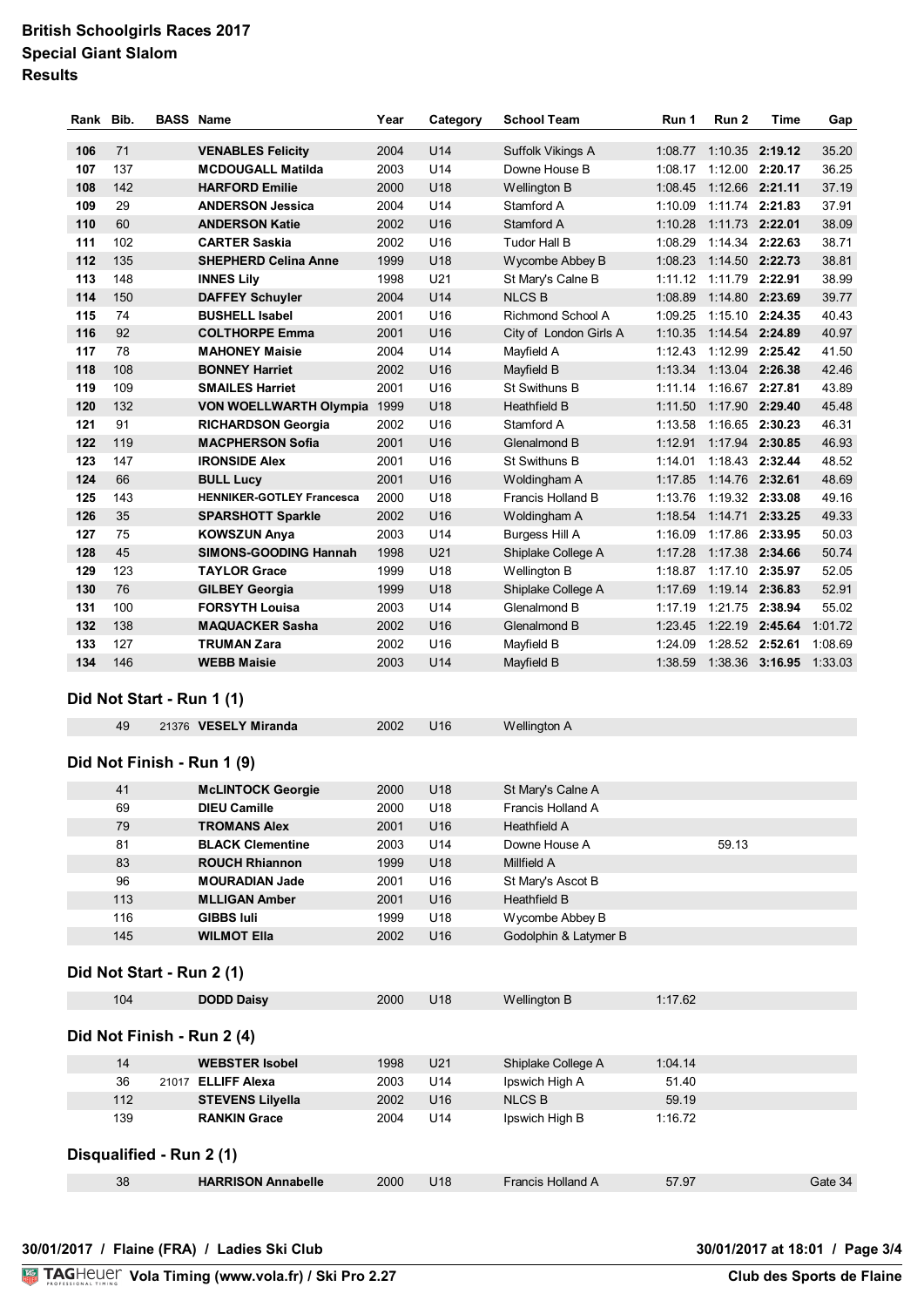# British Schoolgirls Races 2017
## Special Giant Slalom
## Results

| Rank | Bib. | BASS | Name | Year | Category | School Team | Run 1 | Run 2 | Time | Gap |
|---|---|---|---|---|---|---|---|---|---|---|
| 106 | 71 | | VENABLES Felicity | 2004 | U14 | Suffolk Vikings A | 1:08.77 | 1:10.35 | **2:19.12** | 35.20 |
| 107 | 137 | | MCDOUGALL Matilda | 2003 | U14 | Downe House B | 1:08.17 | 1:12.00 | **2:20.17** | 36.25 |
| 108 | 142 | | HARFORD Emilie | 2000 | U18 | Wellington B | 1:08.45 | 1:12.66 | **2:21.11** | 37.19 |
| 109 | 29 | | ANDERSON Jessica | 2004 | U14 | Stamford A | 1:10.09 | 1:11.74 | **2:21.83** | 37.91 |
| 110 | 60 | | ANDERSON Katie | 2002 | U16 | Stamford A | 1:10.28 | 1:11.73 | **2:22.01** | 38.09 |
| 111 | 102 | | CARTER Saskia | 2002 | U16 | Tudor Hall B | 1:08.29 | 1:14.34 | **2:22.63** | 38.71 |
| 112 | 135 | | SHEPHERD Celina Anne | 1999 | U18 | Wycombe Abbey B | 1:08.23 | 1:14.50 | **2:22.73** | 38.81 |
| 113 | 148 | | INNES Lily | 1998 | U21 | St Mary's Calne B | 1:11.12 | 1:11.79 | **2:22.91** | 38.99 |
| 114 | 150 | | DAFFEY Schuyler | 2004 | U14 | NLCS B | 1:08.89 | 1:14.80 | **2:23.69** | 39.77 |
| 115 | 74 | | BUSHELL Isabel | 2001 | U16 | Richmond School A | 1:09.25 | 1:15.10 | **2:24.35** | 40.43 |
| 116 | 92 | | COLTHORPE Emma | 2001 | U16 | City of London Girls A | 1:10.35 | 1:14.54 | **2:24.89** | 40.97 |
| 117 | 78 | | MAHONEY Maisie | 2004 | U14 | Mayfield A | 1:12.43 | 1:12.99 | **2:25.42** | 41.50 |
| 118 | 108 | | BONNEY Harriet | 2002 | U16 | Mayfield B | 1:13.34 | 1:13.04 | **2:26.38** | 42.46 |
| 119 | 109 | | SMAILES Harriet | 2001 | U16 | St Swithuns B | 1:11.14 | 1:16.67 | **2:27.81** | 43.89 |
| 120 | 132 | | VON WOELLWARTH Olympia | 1999 | U18 | Heathfield B | 1:11.50 | 1:17.90 | **2:29.40** | 45.48 |
| 121 | 91 | | RICHARDSON Georgia | 2002 | U16 | Stamford A | 1:13.58 | 1:16.65 | **2:30.23** | 46.31 |
| 122 | 119 | | MACPHERSON Sofia | 2001 | U16 | Glenalmond B | 1:12.91 | 1:17.94 | **2:30.85** | 46.93 |
| 123 | 147 | | IRONSIDE Alex | 2001 | U16 | St Swithuns B | 1:14.01 | 1:18.43 | **2:32.44** | 48.52 |
| 124 | 66 | | BULL Lucy | 2001 | U16 | Woldingham A | 1:17.85 | 1:14.76 | **2:32.61** | 48.69 |
| 125 | 143 | | HENNIKER-GOTLEY Francesca | 2000 | U18 | Francis Holland B | 1:13.76 | 1:19.32 | **2:33.08** | 49.16 |
| 126 | 35 | | SPARSHOTT Sparkle | 2002 | U16 | Woldingham A | 1:18.54 | 1:14.71 | **2:33.25** | 49.33 |
| 127 | 75 | | KOWSZUN Anya | 2003 | U14 | Burgess Hill A | 1:16.09 | 1:17.86 | **2:33.95** | 50.03 |
| 128 | 45 | | SIMONS-GOODING Hannah | 1998 | U21 | Shiplake College A | 1:17.28 | 1:17.38 | **2:34.66** | 50.74 |
| 129 | 123 | | TAYLOR Grace | 1999 | U18 | Wellington B | 1:18.87 | 1:17.10 | **2:35.97** | 52.05 |
| 130 | 76 | | GILBEY Georgia | 1999 | U18 | Shiplake College A | 1:17.69 | 1:19.14 | **2:36.83** | 52.91 |
| 131 | 100 | | FORSYTH Louisa | 2003 | U14 | Glenalmond B | 1:17.19 | 1:21.75 | **2:38.94** | 55.02 |
| 132 | 138 | | MAQUACKER Sasha | 2002 | U16 | Glenalmond B | 1:23.45 | 1:22.19 | **2:45.64** | 1:01.72 |
| 133 | 127 | | TRUMAN Zara | 2002 | U16 | Mayfield B | 1:24.09 | 1:28.52 | **2:52.61** | 1:08.69 |
| 134 | 146 | | WEBB Maisie | 2003 | U14 | Mayfield B | 1:38.59 | 1:38.36 | **3:16.95** | 1:33.03 |

### Did Not Start - Run 1 (1)

| Bib. | BASS | Name | Year | Category | School Team | Run 1 | Run 2 | Gap |
|---|---|---|---|---|---|---|---|---|
| 49 | 21376 | VESELY Miranda | 2002 | U16 | Wellington A | | | |

### Did Not Finish - Run 1 (9)

| Bib. | BASS | Name | Year | Category | School Team | Run 1 | Run 2 | Gap |
|---|---|---|---|---|---|---|---|---|
| 41 | | McLINTOCK Georgie | 2000 | U18 | St Mary's Calne A | | | |
| 69 | | DIEU Camille | 2000 | U18 | Francis Holland A | | | |
| 79 | | TROMANS Alex | 2001 | U16 | Heathfield A | | | |
| 81 | | BLACK Clementine | 2003 | U14 | Downe House A | | 59.13 | |
| 83 | | ROUCH Rhiannon | 1999 | U18 | Millfield A | | | |
| 96 | | MOURADIAN Jade | 2001 | U16 | St Mary's Ascot B | | | |
| 113 | | MLLIGAN Amber | 2001 | U16 | Heathfield B | | | |
| 116 | | GIBBS Iuli | 1999 | U18 | Wycombe Abbey B | | | |
| 145 | | WILMOT Ella | 2002 | U16 | Godolphin & Latymer B | | | |

### Did Not Start - Run 2 (1)

| Bib. | BASS | Name | Year | Category | School Team | Run 1 | Run 2 | Gap |
|---|---|---|---|---|---|---|---|---|
| 104 | | DODD Daisy | 2000 | U18 | Wellington B | 1:17.62 | | |

### Did Not Finish - Run 2 (4)

| Bib. | BASS | Name | Year | Category | School Team | Run 1 | Run 2 | Gap |
|---|---|---|---|---|---|---|---|---|
| 14 | | WEBSTER Isobel | 1998 | U21 | Shiplake College A | 1:04.14 | | |
| 36 | 21017 | ELLIFF Alexa | 2003 | U14 | Ipswich High A | 51.40 | | |
| 112 | | STEVENS Lilyella | 2002 | U16 | NLCS B | 59.19 | | |
| 139 | | RANKIN Grace | 2004 | U14 | Ipswich High B | 1:16.72 | | |

### Disqualified - Run 2 (1)

| Bib. | BASS | Name | Year | Category | School Team | Run 1 | Run 2 | Gap |
|---|---|---|---|---|---|---|---|---|
| 38 | | HARRISON Annabelle | 2000 | U18 | Francis Holland A | 57.97 | | Gate 34 |

30/01/2017 / Flaine (FRA) / Ladies Ski Club — 30/01/2017 at 18:01

Vola Timing (www.vola.fr) / Ski Pro 2.27 — Club des Sports de Flaine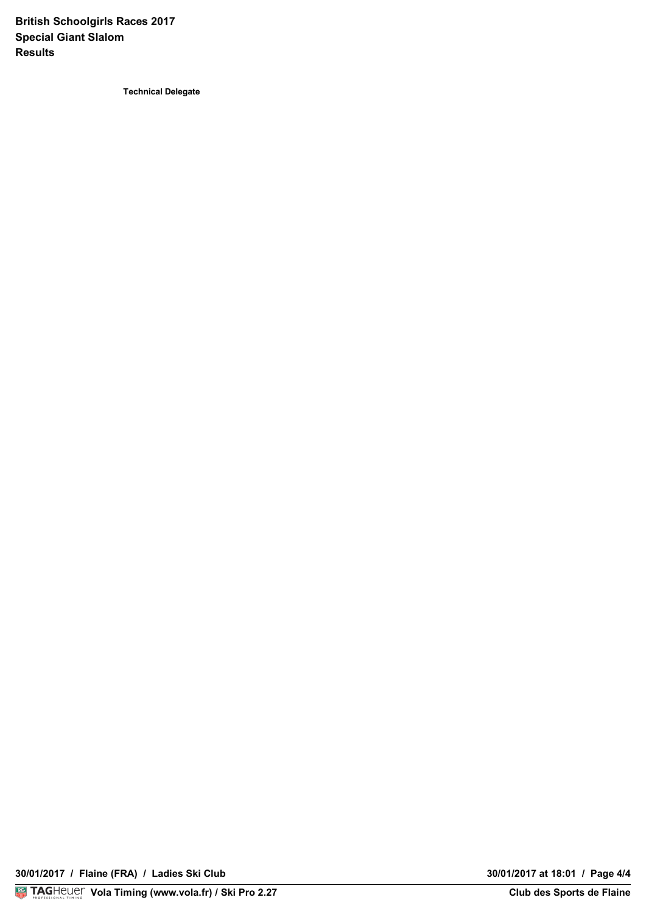**British Schoolgirls Races 2017**
**Special Giant Slalom**
**Results**

**Technical Delegate**